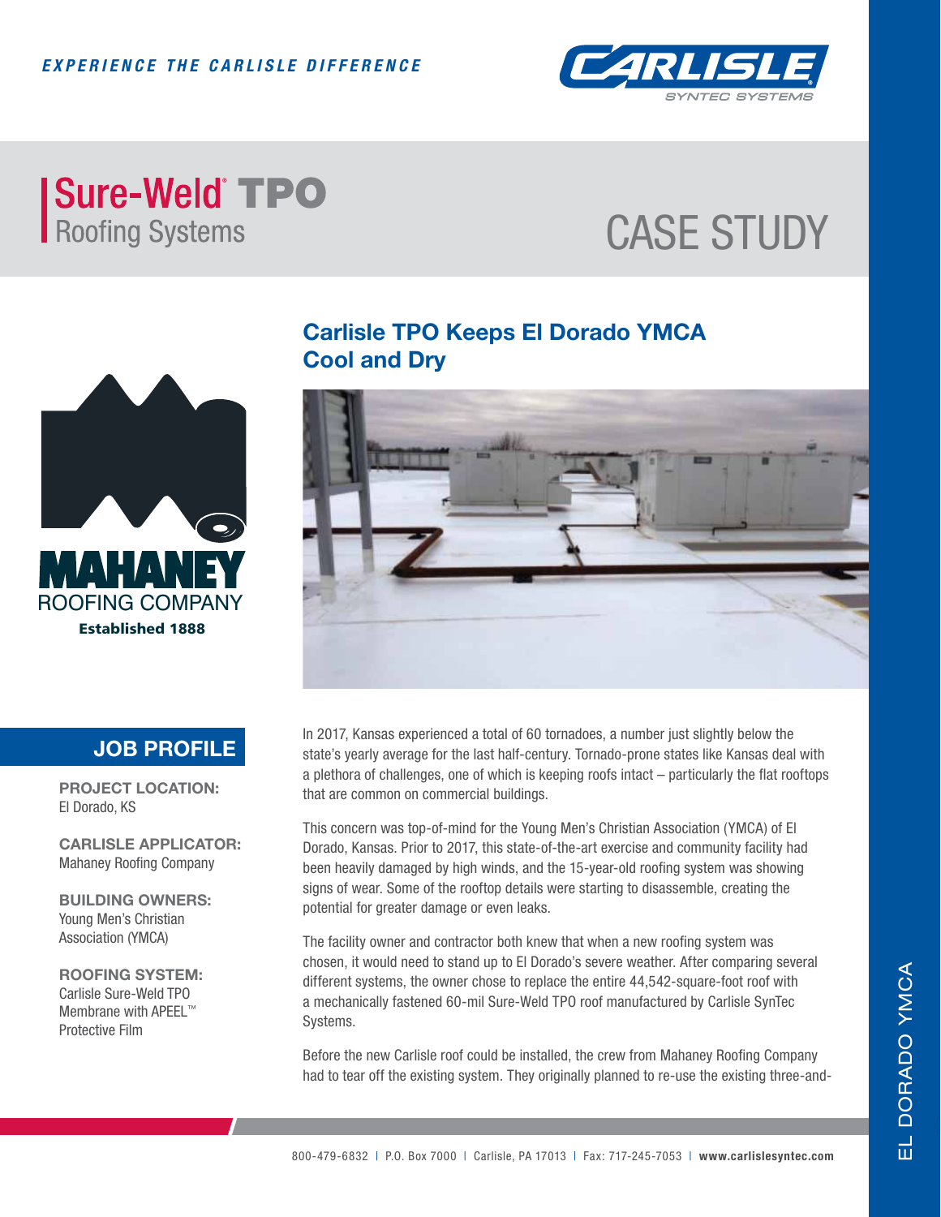*EXPERIENCE THE CARLISLE DIFFERENCE*

# Sure-Weld® TPO Roofing Systems

# CASE STUDY

MAHANEY ROOFING COMPANY
**Established 1888**

## JOB PROFILE

**PROJECT LOCATION:**
El Dorado, KS

**CARLISLE APPLICATOR:**
Mahaney Roofing Company

**BUILDING OWNERS:**
Young Men's Christian Association (YMCA)

**ROOFING SYSTEM:**
Carlisle Sure-Weld TPO Membrane with APEEL™ Protective Film

## Carlisle TPO Keeps El Dorado YMCA Cool and Dry

In 2017, Kansas experienced a total of 60 tornadoes, a number just slightly below the state's yearly average for the last half-century. Tornado-prone states like Kansas deal with a plethora of challenges, one of which is keeping roofs intact – particularly the flat rooftops that are common on commercial buildings.

This concern was top-of-mind for the Young Men's Christian Association (YMCA) of El Dorado, Kansas. Prior to 2017, this state-of-the-art exercise and community facility had been heavily damaged by high winds, and the 15-year-old roofing system was showing signs of wear. Some of the rooftop details were starting to disassemble, creating the potential for greater damage or even leaks.

The facility owner and contractor both knew that when a new roofing system was chosen, it would need to stand up to El Dorado's severe weather. After comparing several different systems, the owner chose to replace the entire 44,542-square-foot roof with a mechanically fastened 60-mil Sure-Weld TPO roof manufactured by Carlisle SynTec Systems.

Before the new Carlisle roof could be installed, the crew from Mahaney Roofing Company had to tear off the existing system. They originally planned to re-use the existing three-and-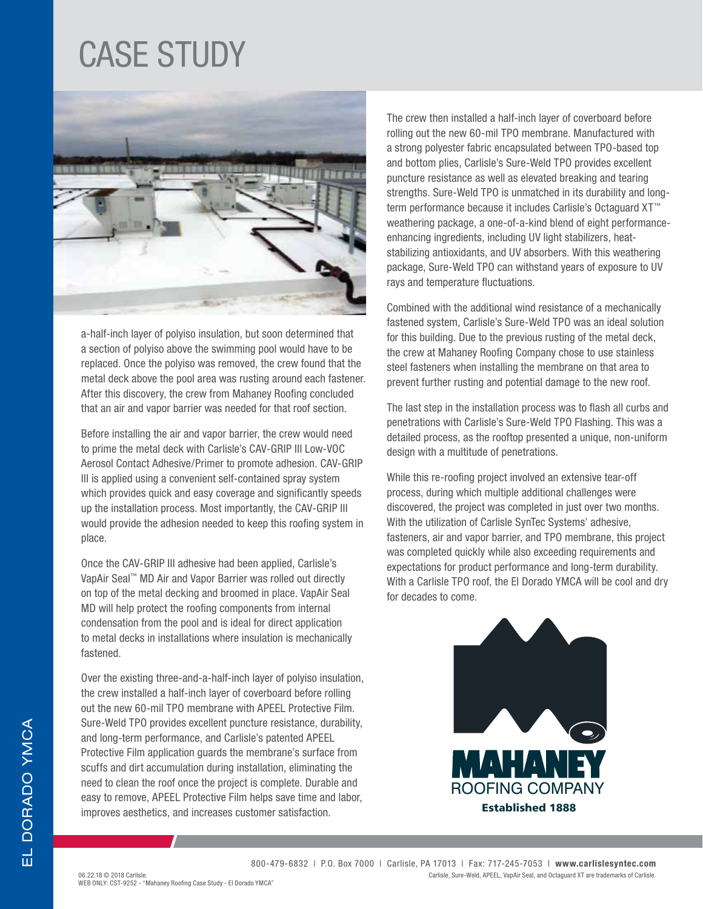# CASE STUDY

a-half-inch layer of polyiso insulation, but soon determined that a section of polyiso above the swimming pool would have to be replaced. Once the polyiso was removed, the crew found that the metal deck above the pool area was rusting around each fastener. After this discovery, the crew from Mahaney Roofing concluded that an air and vapor barrier was needed for that roof section.

Before installing the air and vapor barrier, the crew would need to prime the metal deck with Carlisle's CAV-GRIP III Low-VOC Aerosol Contact Adhesive/Primer to promote adhesion. CAV-GRIP III is applied using a convenient self-contained spray system which provides quick and easy coverage and significantly speeds up the installation process. Most importantly, the CAV-GRIP III would provide the adhesion needed to keep this roofing system in place.

Once the CAV-GRIP III adhesive had been applied, Carlisle's VapAir Seal™ MD Air and Vapor Barrier was rolled out directly on top of the metal decking and broomed in place. VapAir Seal MD will help protect the roofing components from internal condensation from the pool and is ideal for direct application to metal decks in installations where insulation is mechanically fastened.

Over the existing three-and-a-half-inch layer of polyiso insulation, the crew installed a half-inch layer of coverboard before rolling out the new 60-mil TPO membrane with APEEL Protective Film. Sure-Weld TPO provides excellent puncture resistance, durability, and long-term performance, and Carlisle's patented APEEL Protective Film application guards the membrane's surface from scuffs and dirt accumulation during installation, eliminating the need to clean the roof once the project is complete. Durable and easy to remove, APEEL Protective Film helps save time and labor, improves aesthetics, and increases customer satisfaction.

The crew then installed a half-inch layer of coverboard before rolling out the new 60-mil TPO membrane. Manufactured with a strong polyester fabric encapsulated between TPO-based top and bottom plies, Carlisle's Sure-Weld TPO provides excellent puncture resistance as well as elevated breaking and tearing strengths. Sure-Weld TPO is unmatched in its durability and long-term performance because it includes Carlisle's Octaguard XT™ weathering package, a one-of-a-kind blend of eight performance-enhancing ingredients, including UV light stabilizers, heat-stabilizing antioxidants, and UV absorbers. With this weathering package, Sure-Weld TPO can withstand years of exposure to UV rays and temperature fluctuations.

Combined with the additional wind resistance of a mechanically fastened system, Carlisle's Sure-Weld TPO was an ideal solution for this building. Due to the previous rusting of the metal deck, the crew at Mahaney Roofing Company chose to use stainless steel fasteners when installing the membrane on that area to prevent further rusting and potential damage to the new roof.

The last step in the installation process was to flash all curbs and penetrations with Carlisle's Sure-Weld TPO Flashing. This was a detailed process, as the rooftop presented a unique, non-uniform design with a multitude of penetrations.

While this re-roofing project involved an extensive tear-off process, during which multiple additional challenges were discovered, the project was completed in just over two months. With the utilization of Carlisle SynTec Systems' adhesive, fasteners, air and vapor barrier, and TPO membrane, this project was completed quickly while also exceeding requirements and expectations for product performance and long-term durability. With a Carlisle TPO roof, the El Dorado YMCA will be cool and dry for decades to come.

MAHANEY
ROOFING COMPANY
Established 1888

EL DORADO YMCA

800-479-6832 | P.O. Box 7000 | Carlisle, PA 17013 | Fax: 717-245-7053 | www.carlislesyntec.com

06.22.18 © 2018 Carlisle.
WEB ONLY: CST-9252 - "Mahaney Roofing Case Study - El Dorado YMCA"

Carlisle, Sure-Weld, APEEL, VapAir Seal, and Octaguard XT are trademarks of Carlisle.